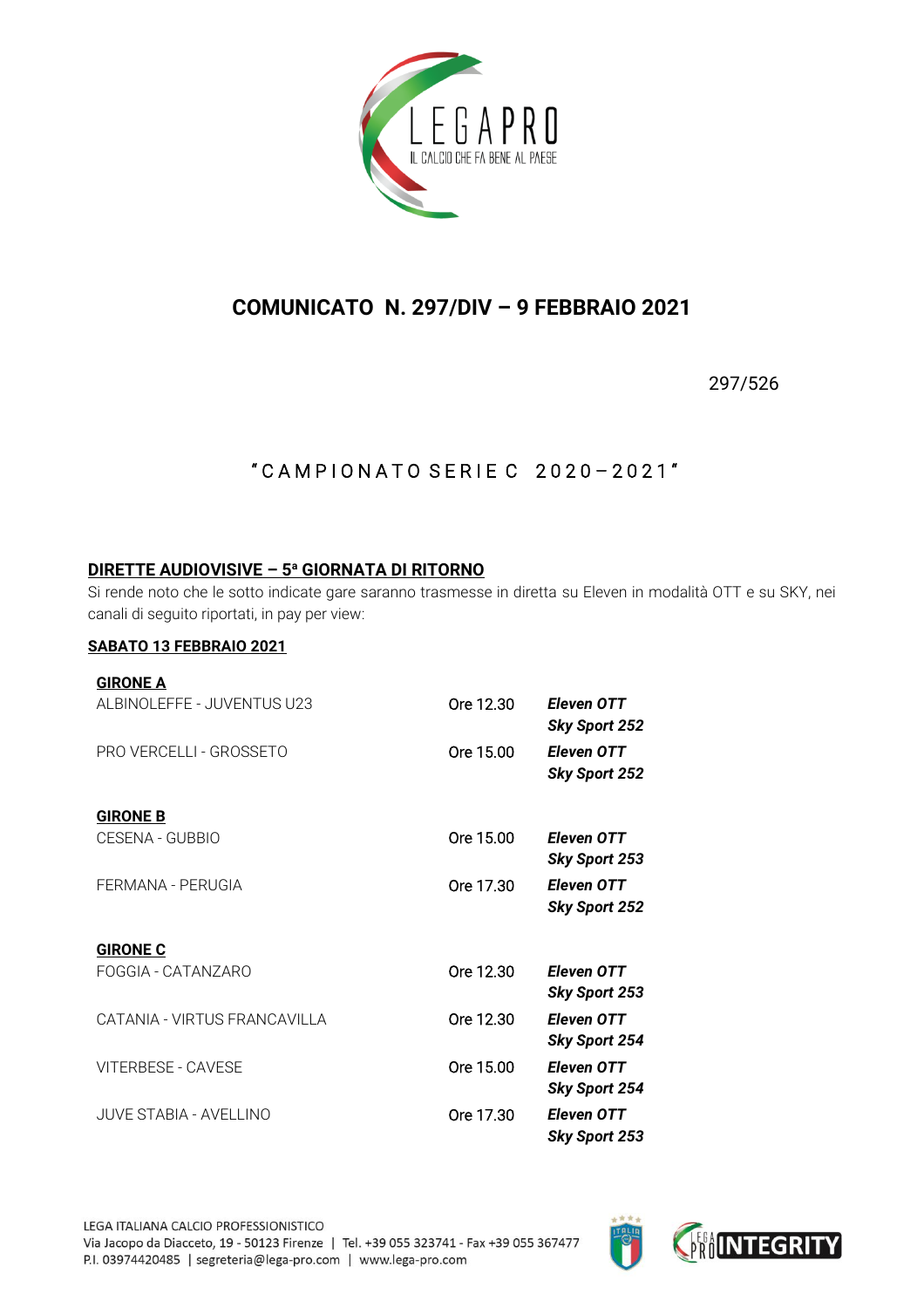# COMUNICATO N. 297/DIV – 9 FEBBRAIO 2021

297/526

## " C A M P I O N A T O S E R I E C 2 0 2 0 – 2 0 2 1 "

**DIRETTE AUDIOVISIVE – 5ª GIORNATA DI RITORNO**

Si rende noto che le sotto indicate gare saranno trasmesse in diretta su Eleven in modalità OTT e su SKY, nei canali di seguito riportati, in pay per view:

**SABATO 13 FEBBRAIO 2021**

**GIRONE A**

| | | |
|---|---|---|
| ALBINOLEFFE - JUVENTUS U23 | Ore 12.30 | ***Eleven OTT*** ***Sky Sport 252*** |
| PRO VERCELLI - GROSSETO | Ore 15.00 | ***Eleven OTT*** ***Sky Sport 252*** |

**GIRONE B**

| | | |
|---|---|---|
| CESENA - GUBBIO | Ore 15.00 | ***Eleven OTT*** ***Sky Sport 253*** |
| FERMANA - PERUGIA | Ore 17.30 | ***Eleven OTT*** ***Sky Sport 252*** |

**GIRONE C**

| | | |
|---|---|---|
| FOGGIA - CATANZARO | Ore 12.30 | ***Eleven OTT*** ***Sky Sport 253*** |
| CATANIA - VIRTUS FRANCAVILLA | Ore 12.30 | ***Eleven OTT*** ***Sky Sport 254*** |
| VITERBESE - CAVESE | Ore 15.00 | ***Eleven OTT*** ***Sky Sport 254*** |
| JUVE STABIA - AVELLINO | Ore 17.30 | ***Eleven OTT*** ***Sky Sport 253*** |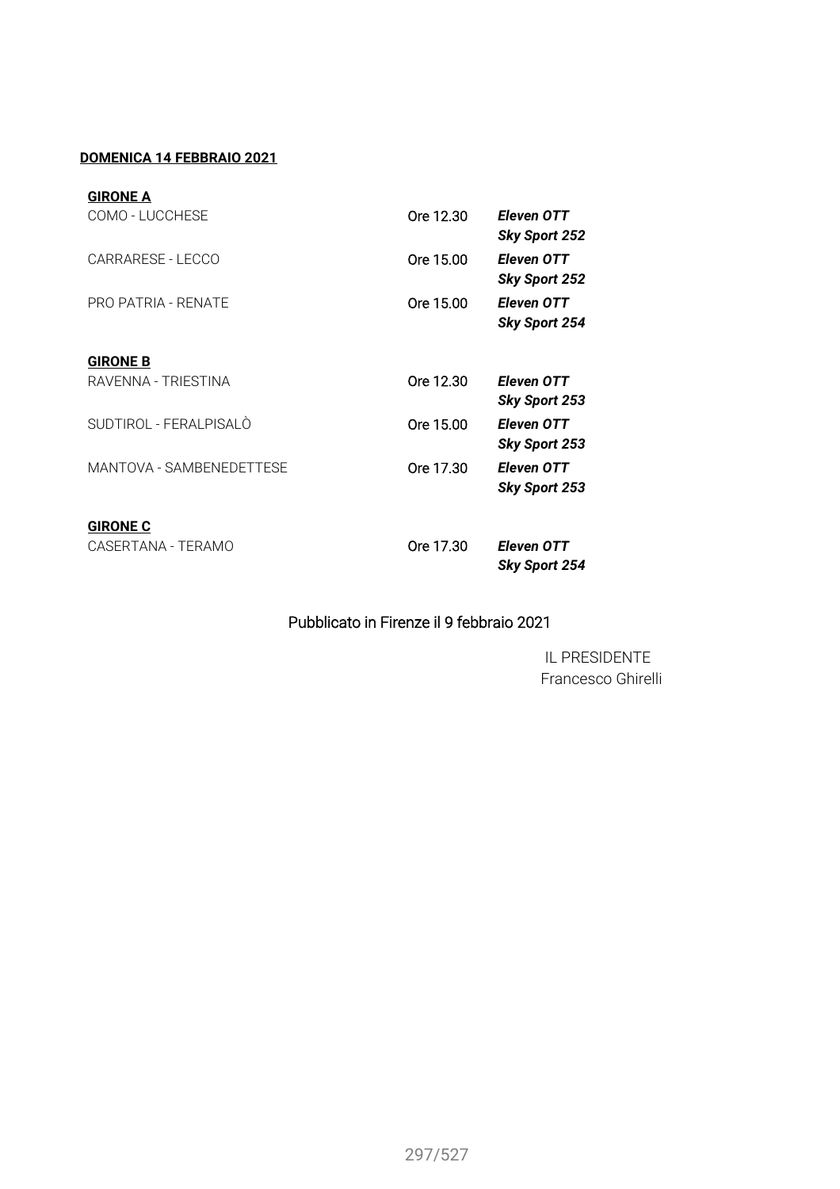**DOMENICA 14 FEBBRAIO 2021**

**GIRONE A**

| | | |
|---|---|---|
| COMO - LUCCHESE | Ore 12.30 | ***Eleven OTT*** ***Sky Sport 252*** |
| CARRARESE - LECCO | Ore 15.00 | ***Eleven OTT*** ***Sky Sport 252*** |
| PRO PATRIA - RENATE | Ore 15.00 | ***Eleven OTT*** ***Sky Sport 254*** |

**GIRONE B**

| | | |
|---|---|---|
| RAVENNA - TRIESTINA | Ore 12.30 | ***Eleven OTT*** ***Sky Sport 253*** |
| SUDTIROL - FERALPISALÒ | Ore 15.00 | ***Eleven OTT*** ***Sky Sport 253*** |
| MANTOVA - SAMBENEDETTESE | Ore 17.30 | ***Eleven OTT*** ***Sky Sport 253*** |

**GIRONE C**

| | | |
|---|---|---|
| CASERTANA - TERAMO | Ore 17.30 | ***Eleven OTT*** ***Sky Sport 254*** |

Pubblicato in Firenze il 9 febbraio 2021

IL PRESIDENTE
Francesco Ghirelli